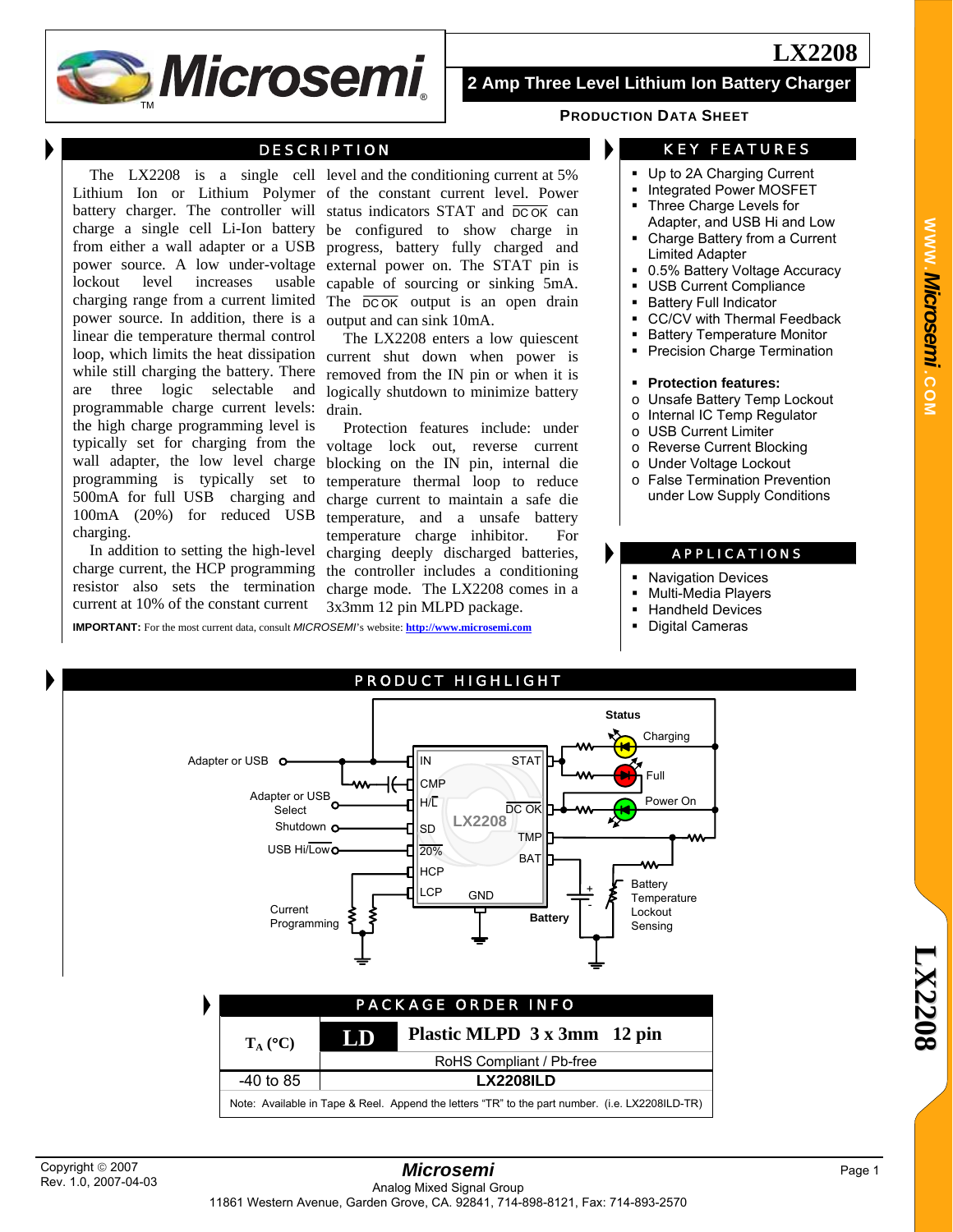# LX2208

## 2 Amp Three Level Lithium Ion Battery Charger

**PRODUCTION DATA SHEET**

## DESCRIPTION

The LX2208 is a single cell Lithium Ion or Lithium Polymer battery charger. The controller will charge a single cell Li-Ion battery from either a wall adapter or a USB power source. A low under-voltage lockout level increases usable charging range from a current limited power source. In addition, there is a linear die temperature thermal control loop, which limits the heat dissipation while still charging the battery. There are three logic selectable and programmable charge current levels: the high charge programming level is typically set for charging from the wall adapter, the low level charge programming is typically set to 500mA for full USB charging and 100mA (20%) for reduced USB charging.

In addition to setting the high-level charge current, the HCP programming resistor also sets the termination current at 10% of the constant current level and the conditioning current at 5% of the constant current level. Power status indicators STAT and $\overline{\text{DC OK}}$ can be configured to show charge in progress, battery fully charged and external power on. The STAT pin is capable of sourcing or sinking 5mA. The $\overline{\text{DC OK}}$ output is an open drain output and can sink 10mA.

The LX2208 enters a low quiescent current shut down when power is removed from the IN pin or when it is logically shutdown to minimize battery drain.

Protection features include: under voltage lock out, reverse current blocking on the IN pin, internal die temperature thermal loop to reduce charge current to maintain a safe die temperature, and a unsafe battery temperature charge inhibitor. For charging deeply discharged batteries, the controller includes a conditioning charge mode. The LX2208 comes in a 3x3mm 12 pin MLPD package.

**IMPORTANT:** For the most current data, consult *MICROSEMI*'s website: http://www.microsemi.com

## KEY FEATURES

- Up to 2A Charging Current
- Integrated Power MOSFET
- Three Charge Levels for Adapter, and USB Hi and Low
- Charge Battery from a Current Limited Adapter
- 0.5% Battery Voltage Accuracy
- USB Current Compliance
- Battery Full Indicator
- CC/CV with Thermal Feedback
- Battery Temperature Monitor
- Precision Charge Termination

- **Protection features:**
  - Unsafe Battery Temp Lockout
  - Internal IC Temp Regulator
  - USB Current Limiter
  - Reverse Current Blocking
  - Under Voltage Lockout
  - False Termination Prevention under Low Supply Conditions

## APPLICATIONS

- Navigation Devices
- Multi-Media Players
- Handheld Devices
- Digital Cameras

## PRODUCT HIGHLIGHT

## PACKAGE ORDER INFO

| $T_A$ (°C) | LD | Plastic MLPD 3 x 3mm 12 pin |
|---|---|---|
| | RoHS Compliant / Pb-free | |
| -40 to 85 | LX2208ILD | |

Note: Available in Tape & Reel. Append the letters "TR" to the part number. (i.e. LX2208ILD-TR)

Copyright © 2007
Rev. 1.0, 2007-04-03

*Microsemi*
Analog Mixed Signal Group
11861 Western Avenue, Garden Grove, CA. 92841, 714-898-8121, Fax: 714-893-2570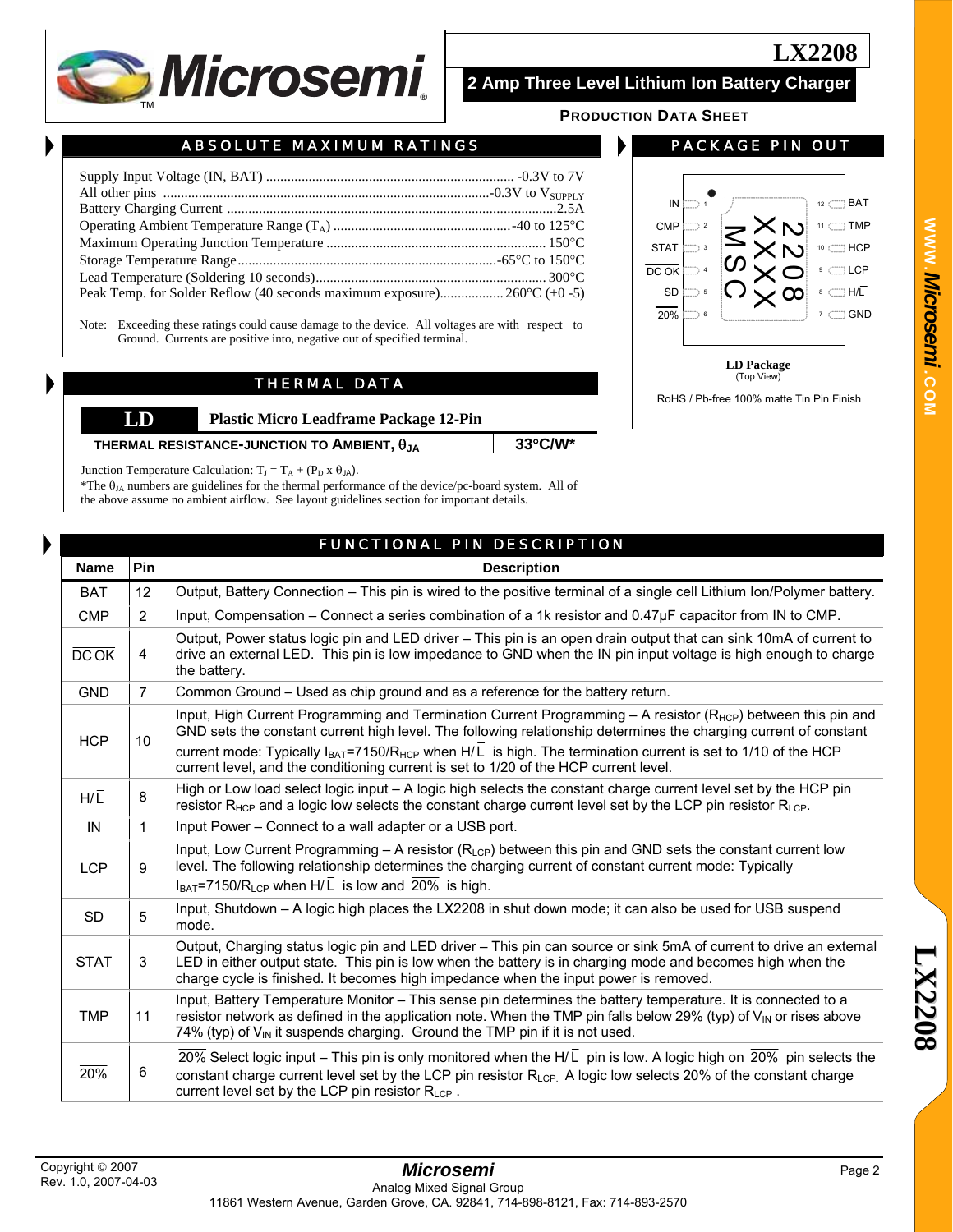# LX2208

## 2 Amp Three Level Lithium Ion Battery Charger

PRODUCTION DATA SHEET

## ABSOLUTE MAXIMUM RATINGS

Supply Input Voltage (IN, BAT) ..................................................................... -0.3V to 7V
All other pins ............................................................................................-0.3V to $V_{SUPPLY}$
Battery Charging Current ............................................................................................2.5A
Operating Ambient Temperature Range ($T_A$) ..................................................-40 to 125°C
Maximum Operating Junction Temperature ............................................................. 150°C
Storage Temperature Range........................................................................-65°C to 150°C
Lead Temperature (Soldering 10 seconds)................................................................ 300°C
Peak Temp. for Solder Reflow (40 seconds maximum exposure).................. 260°C (+0 -5)

Note: Exceeding these ratings could cause damage to the device. All voltages are with respect to Ground. Currents are positive into, negative out of specified terminal.

## PACKAGE PIN OUT

| Pin | Name | | Pin | Name |
|---|---|---|---|---|
| 1 | IN | | 12 | BAT |
| 2 | CMP | | 11 | TMP |
| 3 | STAT | | 10 | HCP |
| 4 | $\overline{DC\ OK}$ | | 9 | LCP |
| 5 | SD | | 8 | H/$\overline{L}$ |
| 6 | $\overline{20\%}$ | | 7 | GND |

Package marking: MSC 2208 XXXX

**LD Package**
(Top View)

RoHS / Pb-free 100% matte Tin Pin Finish

## THERMAL DATA

| LD | Plastic Micro Leadframe Package 12-Pin |
|---|---|
| THERMAL RESISTANCE-JUNCTION TO AMBIENT, $\theta_{JA}$ | 33°C/W* |

Junction Temperature Calculation: $T_J = T_A + (P_D \times \theta_{JA})$.
*The $\theta_{JA}$ numbers are guidelines for the thermal performance of the device/pc-board system. All of the above assume no ambient airflow. See layout guidelines section for important details.

## FUNCTIONAL PIN DESCRIPTION

| Name | Pin | Description |
|---|---|---|
| BAT | 12 | Output, Battery Connection – This pin is wired to the positive terminal of a single cell Lithium Ion/Polymer battery. |
| CMP | 2 | Input, Compensation – Connect a series combination of a 1k resistor and 0.47µF capacitor from IN to CMP. |
| $\overline{DC\ OK}$ | 4 | Output, Power status logic pin and LED driver – This pin is an open drain output that can sink 10mA of current to drive an external LED. This pin is low impedance to GND when the IN pin input voltage is high enough to charge the battery. |
| GND | 7 | Common Ground – Used as chip ground and as a reference for the battery return. |
| HCP | 10 | Input, High Current Programming and Termination Current Programming – A resistor ($R_{HCP}$) between this pin and GND sets the constant current high level. The following relationship determines the charging current of constant current mode: Typically $I_{BAT}$=7150/$R_{HCP}$ when H/$\overline{L}$ is high. The termination current is set to 1/10 of the HCP current level, and the conditioning current is set to 1/20 of the HCP current level. |
| H/$\overline{L}$ | 8 | High or Low load select logic input – A logic high selects the constant charge current level set by the HCP pin resistor $R_{HCP}$ and a logic low selects the constant charge current level set by the LCP pin resistor $R_{LCP}$. |
| IN | 1 | Input Power – Connect to a wall adapter or a USB port. |
| LCP | 9 | Input, Low Current Programming – A resistor ($R_{LCP}$) between this pin and GND sets the constant current low level. The following relationship determines the charging current of constant current mode: Typically $I_{BAT}$=7150/$R_{LCP}$ when H/$\overline{L}$ is low and $\overline{20\%}$ is high. |
| SD | 5 | Input, Shutdown – A logic high places the LX2208 in shut down mode; it can also be used for USB suspend mode. |
| STAT | 3 | Output, Charging status logic pin and LED driver – This pin can source or sink 5mA of current to drive an external LED in either output state. This pin is low when the battery is in charging mode and becomes high when the charge cycle is finished. It becomes high impedance when the input power is removed. |
| TMP | 11 | Input, Battery Temperature Monitor – This sense pin determines the battery temperature. It is connected to a resistor network as defined in the application note. When the TMP pin falls below 29% (typ) of $V_{IN}$ or rises above 74% (typ) of $V_{IN}$ it suspends charging. Ground the TMP pin if it is not used. |
| $\overline{20\%}$ | 6 | $\overline{20\%}$ Select logic input – This pin is only monitored when the H/$\overline{L}$ pin is low. A logic high on $\overline{20\%}$ pin selects the constant charge current level set by the LCP pin resistor $R_{LCP}$. A logic low selects 20% of the constant charge current level set by the LCP pin resistor $R_{LCP}$. |

Copyright © 2007
Rev. 1.0, 2007-04-03

Microsemi
Analog Mixed Signal Group
11861 Western Avenue, Garden Grove, CA. 92841, 714-898-8121, Fax: 714-893-2570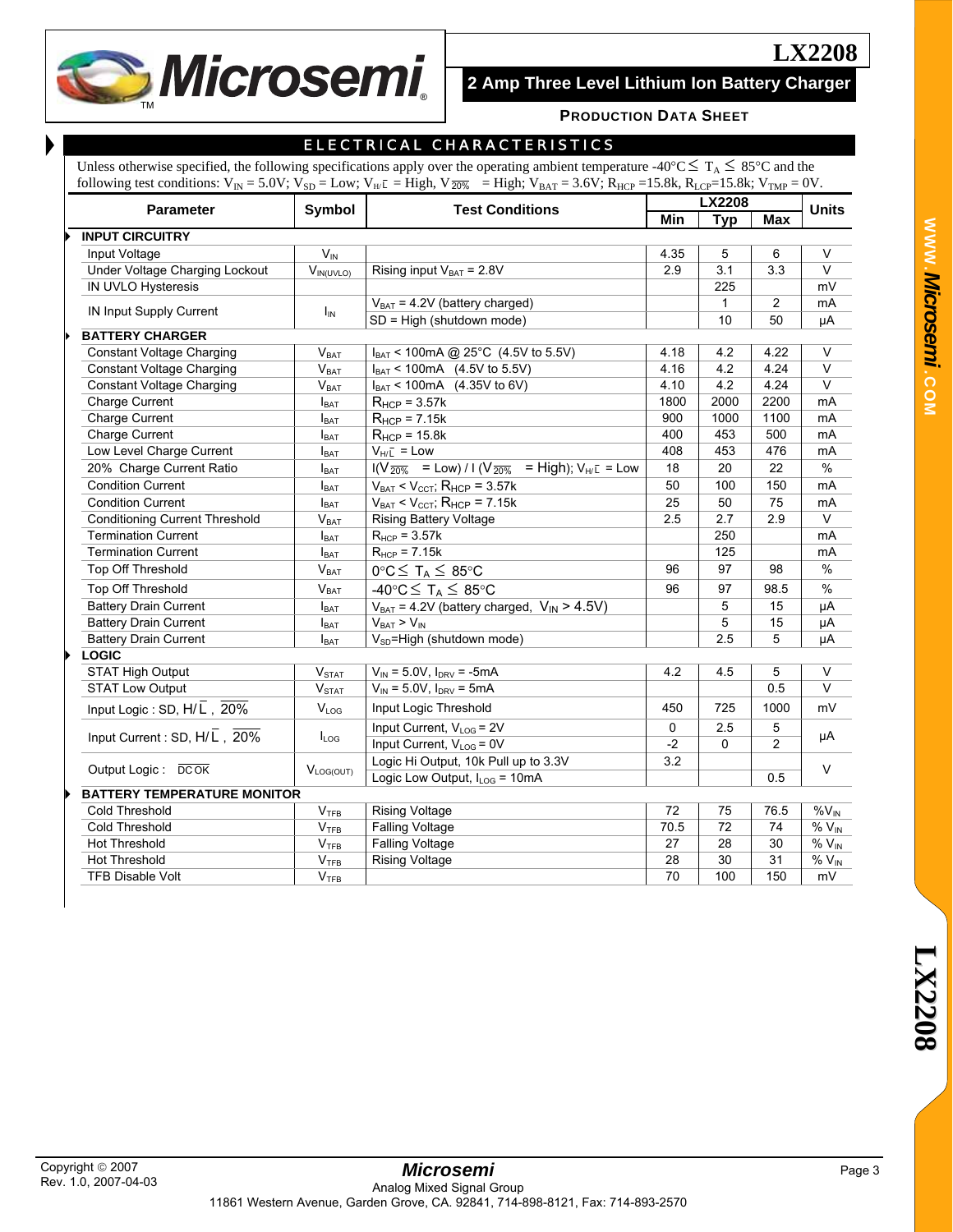## ELECTRICAL CHARACTERISTICS

Unless otherwise specified, the following specifications apply over the operating ambient temperature -40°C ≤ $T_A$ ≤ 85°C and the following test conditions: $V_{IN}$ = 5.0V; $V_{SD}$ = Low; $V_{H/\overline{L}}$ = High, $V_{\overline{20\%}}$ = High; $V_{BAT}$ = 3.6V; $R_{HCP}$ =15.8k, $R_{LCP}$=15.8k; $V_{TMP}$ = 0V.

| Parameter | Symbol | Test Conditions | LX2208 | | | Units |
|---|---|---|---|---|---|---|
| | | | Min | Typ | Max | |
| **INPUT CIRCUITRY** | | | | | | |
| Input Voltage | $V_{IN}$ | | 4.35 | 5 | 6 | V |
| Under Voltage Charging Lockout | $V_{IN(UVLO)}$ | Rising input $V_{BAT}$ = 2.8V | 2.9 | 3.1 | 3.3 | V |
| IN UVLO Hysteresis | | | | 225 | | mV |
| IN Input Supply Current | $I_{IN}$ | $V_{BAT}$ = 4.2V (battery charged) | | 1 | 2 | mA |
| | | SD = High (shutdown mode) | | 10 | 50 | µA |
| **BATTERY CHARGER** | | | | | | |
| Constant Voltage Charging | $V_{BAT}$ | $I_{BAT}$ < 100mA @ 25°C (4.5V to 5.5V) | 4.18 | 4.2 | 4.22 | V |
| Constant Voltage Charging | $V_{BAT}$ | $I_{BAT}$ < 100mA (4.5V to 5.5V) | 4.16 | 4.2 | 4.24 | V |
| Constant Voltage Charging | $V_{BAT}$ | $I_{BAT}$ < 100mA (4.35V to 6V) | 4.10 | 4.2 | 4.24 | V |
| Charge Current | $I_{BAT}$ | $R_{HCP}$ = 3.57k | 1800 | 2000 | 2200 | mA |
| Charge Current | $I_{BAT}$ | $R_{HCP}$ = 7.15k | 900 | 1000 | 1100 | mA |
| Charge Current | $I_{BAT}$ | $R_{HCP}$ = 15.8k | 400 | 453 | 500 | mA |
| Low Level Charge Current | $I_{BAT}$ | $V_{H/\overline{L}}$ = Low | 408 | 453 | 476 | mA |
| 20% Charge Current Ratio | $I_{BAT}$ | I($V_{\overline{20\%}}$ = Low) / I ($V_{\overline{20\%}}$ = High); $V_{H/\overline{L}}$ = Low | 18 | 20 | 22 | % |
| Condition Current | $I_{BAT}$ | $V_{BAT}$ < $V_{CCT}$; $R_{HCP}$ = 3.57k | 50 | 100 | 150 | mA |
| Condition Current | $I_{BAT}$ | $V_{BAT}$ < $V_{CCT}$; $R_{HCP}$ = 7.15k | 25 | 50 | 75 | mA |
| Conditioning Current Threshold | $V_{BAT}$ | Rising Battery Voltage | 2.5 | 2.7 | 2.9 | V |
| Termination Current | $I_{BAT}$ | $R_{HCP}$ = 3.57k | | 250 | | mA |
| Termination Current | $I_{BAT}$ | $R_{HCP}$ = 7.15k | | 125 | | mA |
| Top Off Threshold | $V_{BAT}$ | 0°C ≤ $T_A$ ≤ 85°C | 96 | 97 | 98 | % |
| Top Off Threshold | $V_{BAT}$ | -40°C ≤ $T_A$ ≤ 85°C | 96 | 97 | 98.5 | % |
| Battery Drain Current | $I_{BAT}$ | $V_{BAT}$ = 4.2V (battery charged, $V_{IN}$ > 4.5V) | | 5 | 15 | µA |
| Battery Drain Current | $I_{BAT}$ | $V_{BAT}$ > $V_{IN}$ | | 5 | 15 | µA |
| Battery Drain Current | $I_{BAT}$ | $V_{SD}$=High (shutdown mode) | | 2.5 | 5 | µA |
| **LOGIC** | | | | | | |
| STAT High Output | $V_{STAT}$ | $V_{IN}$ = 5.0V, $I_{DRV}$ = -5mA | 4.2 | 4.5 | 5 | V |
| STAT Low Output | $V_{STAT}$ | $V_{IN}$ = 5.0V, $I_{DRV}$ = 5mA | | | 0.5 | V |
| Input Logic : SD, H/$\overline{L}$ , $\overline{20\%}$ | $V_{LOG}$ | Input Logic Threshold | 450 | 725 | 1000 | mV |
| Input Current : SD, H/$\overline{L}$ , $\overline{20\%}$ | $I_{LOG}$ | Input Current, $V_{LOG}$ = 2V | 0 | 2.5 | 5 | µA |
| | | Input Current, $V_{LOG}$ = 0V | -2 | 0 | 2 | µA |
| Output Logic : $\overline{DC\ OK}$ | $V_{LOG(OUT)}$ | Logic Hi Output, 10k Pull up to 3.3V | 3.2 | | | V |
| | | Logic Low Output, $I_{LOG}$ = 10mA | | | 0.5 | V |
| **BATTERY TEMPERATURE MONITOR** | | | | | | |
| Cold Threshold | $V_{TFB}$ | Rising Voltage | 72 | 75 | 76.5 | %$V_{IN}$ |
| Cold Threshold | $V_{TFB}$ | Falling Voltage | 70.5 | 72 | 74 | % $V_{IN}$ |
| Hot Threshold | $V_{TFB}$ | Falling Voltage | 27 | 28 | 30 | % $V_{IN}$ |
| Hot Threshold | $V_{TFB}$ | Rising Voltage | 28 | 30 | 31 | % $V_{IN}$ |
| TFB Disable Volt | $V_{TFB}$ | | 70 | 100 | 150 | mV |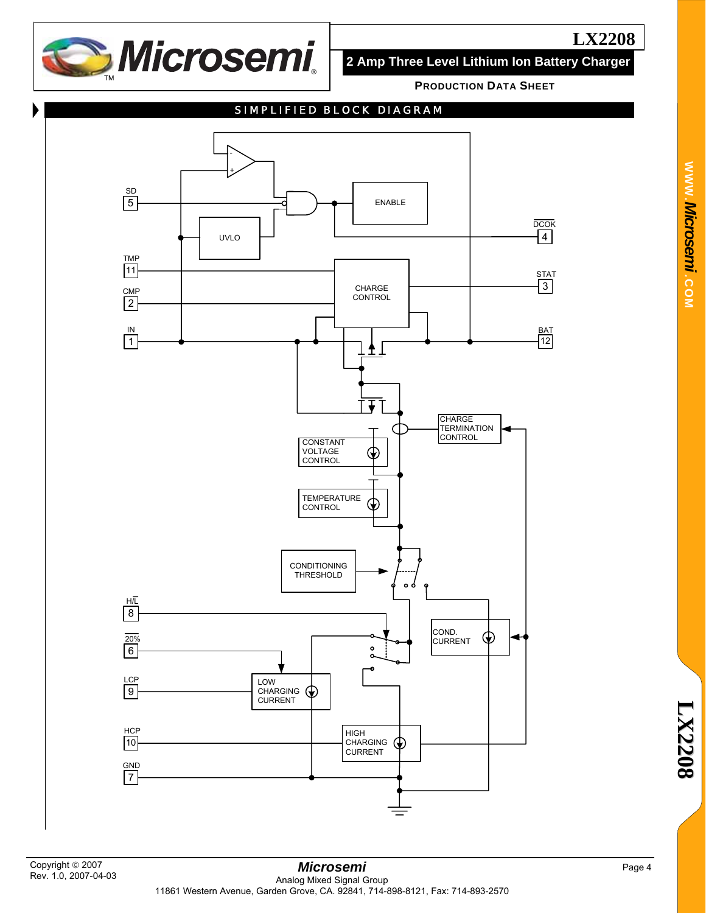## SIMPLIFIED BLOCK DIAGRAM

SD 5

ENABLE

UVLO

DCOK 4

TMP 11

CMP 2

CHARGE CONTROL

STAT 3

IN 1

BAT 12

CHARGE TERMINATION CONTROL

CONSTANT VOLTAGE CONTROL

TEMPERATURE CONTROL

CONDITIONING THRESHOLD

H/L 8

20% 6

COND. CURRENT

LCP 9

LOW CHARGING CURRENT

HCP 10

HIGH CHARGING CURRENT

GND 7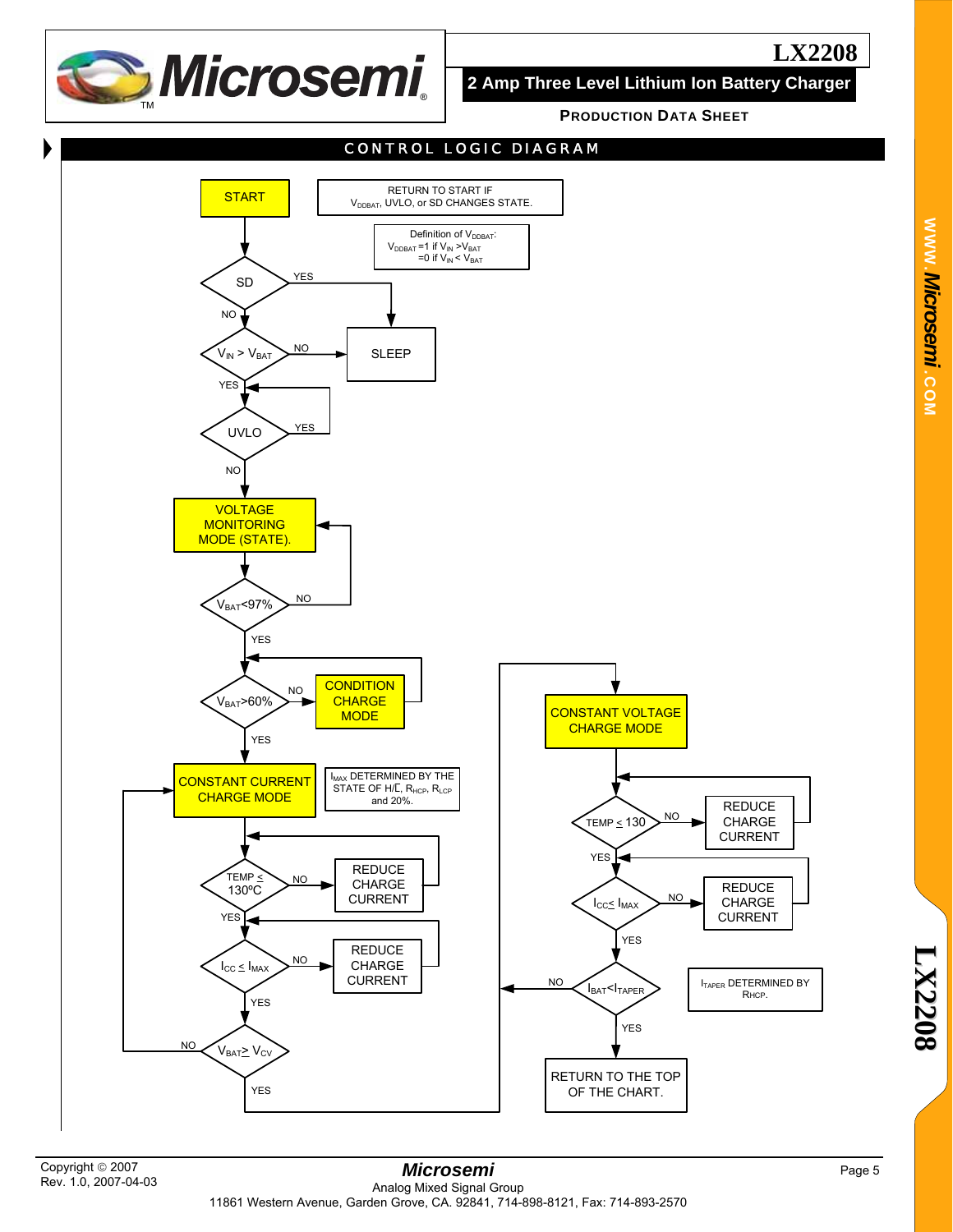## CONTROL LOGIC DIAGRAM

START

RETURN TO START IF $V_{DDBAT}$, UVLO, or SD CHANGES STATE.

Definition of $V_{DDBAT}$:
$V_{DDBAT}$ =1 if $V_{IN}$ >$V_{BAT}$
=0 if $V_{IN}$ < $V_{BAT}$

SD — YES → SLEEP; NO ↓

$V_{IN}$ > $V_{BAT}$ — NO → SLEEP; YES ↓

UVLO — YES → loop back; NO ↓

VOLTAGE MONITORING MODE (STATE).

$V_{BAT}$<97% — NO → VOLTAGE MONITORING MODE; YES ↓

$V_{BAT}$>60% — NO → CONDITION CHARGE MODE (loop back); YES ↓

CONSTANT CURRENT CHARGE MODE

$I_{MAX}$ DETERMINED BY THE STATE OF H/L̄, $R_{HCP}$, $R_{LCP}$ and 20%.

TEMP ≤ 130ºC — NO → REDUCE CHARGE CURRENT; YES ↓

$I_{CC}$ ≤ $I_{MAX}$ — NO → REDUCE CHARGE CURRENT; YES ↓

$V_{BAT}$≥ $V_{CV}$ — NO → CONSTANT CURRENT CHARGE MODE; YES → CONSTANT VOLTAGE CHARGE MODE

CONSTANT VOLTAGE CHARGE MODE

TEMP ≤ 130 — NO → REDUCE CHARGE CURRENT; YES ↓

$I_{CC}$≤ $I_{MAX}$ — NO → REDUCE CHARGE CURRENT; YES ↓

$I_{BAT}$<$I_{TAPER}$ — NO → (loop); YES ↓

$I_{TAPER}$ DETERMINED BY $R_{HCP}$.

RETURN TO THE TOP OF THE CHART.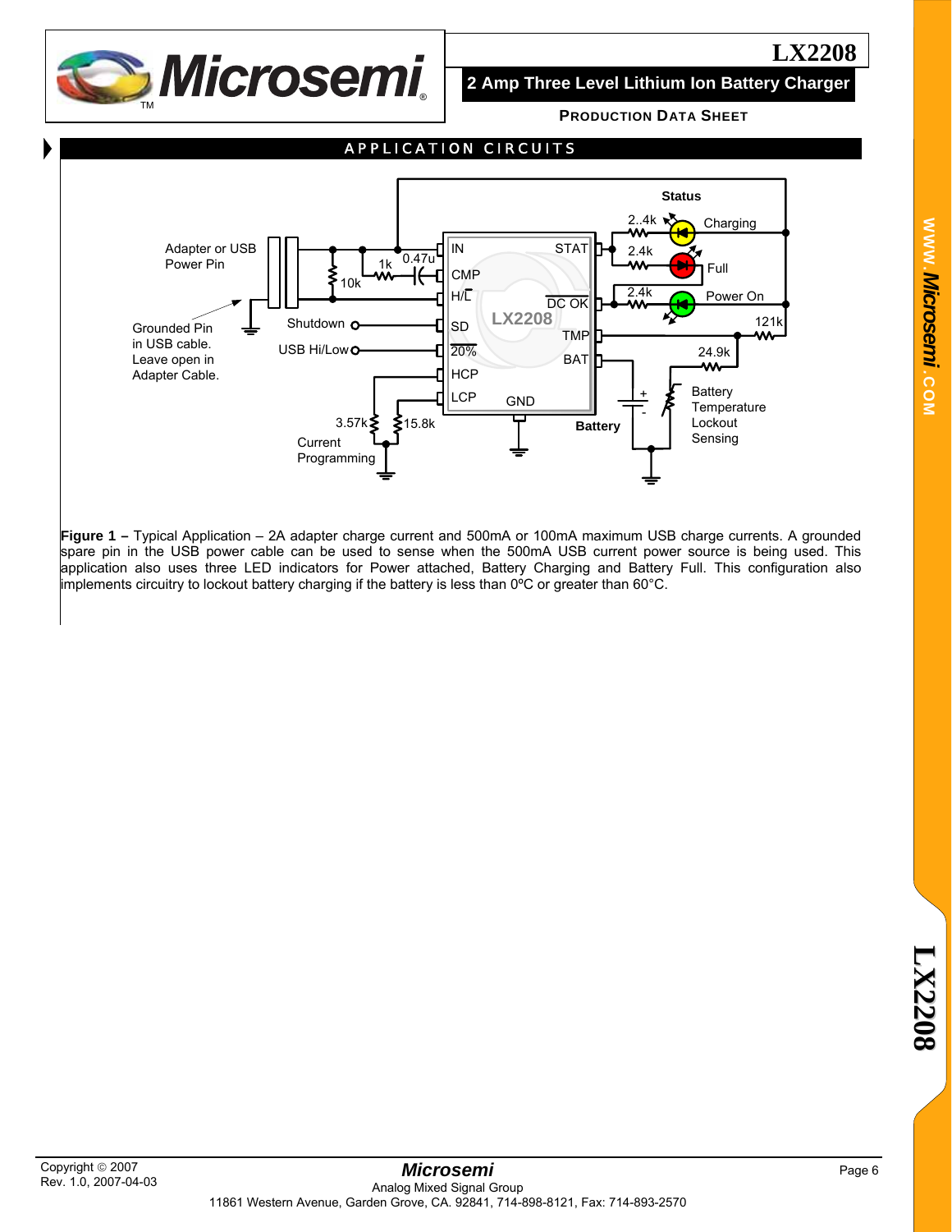## APPLICATION CIRCUITS

**Figure 1 –** Typical Application – 2A adapter charge current and 500mA or 100mA maximum USB charge currents. A grounded spare pin in the USB power cable can be used to sense when the 500mA USB current power source is being used. This application also uses three LED indicators for Power attached, Battery Charging and Battery Full. This configuration also implements circuitry to lockout battery charging if the battery is less than 0ºC or greater than 60°C.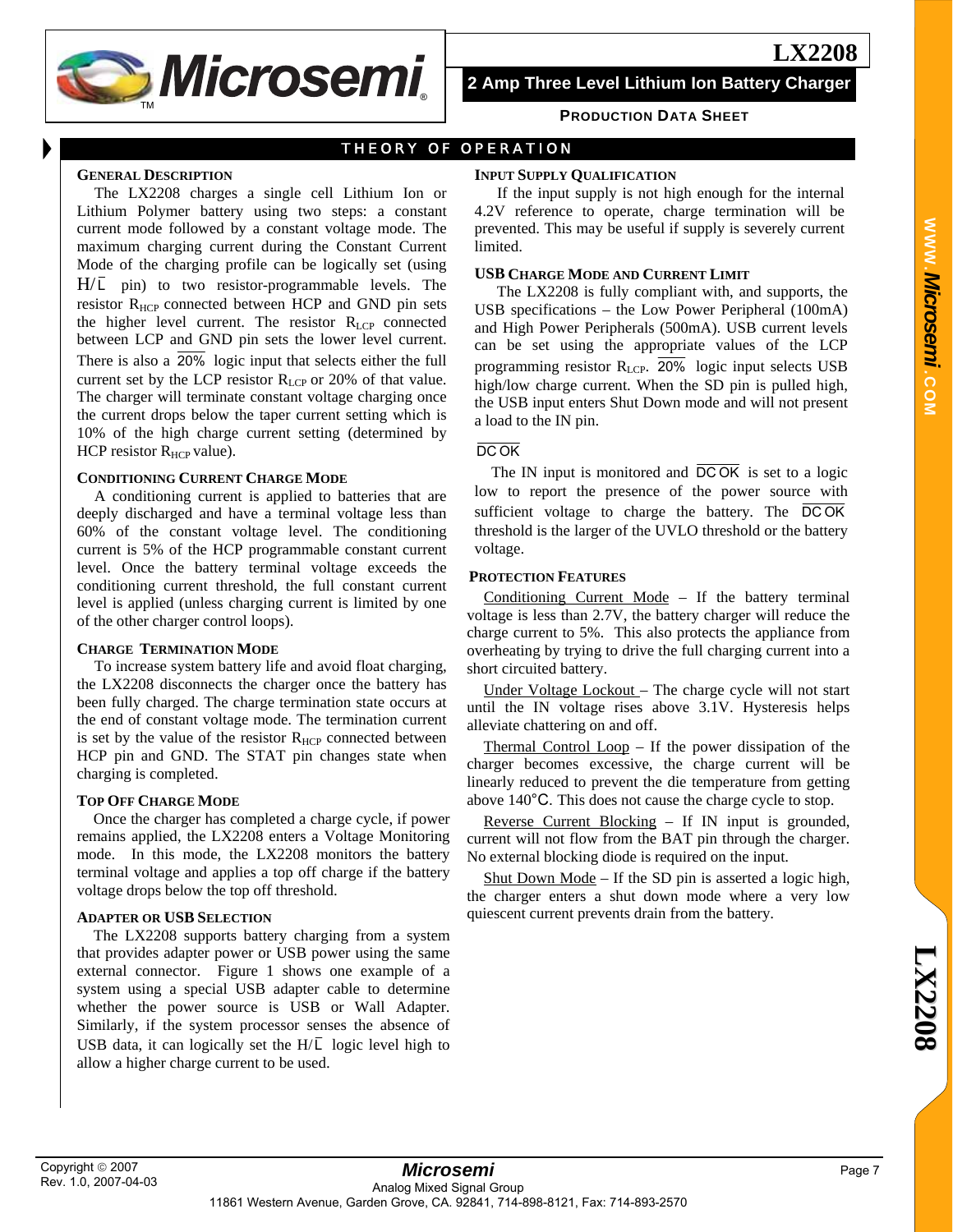## THEORY OF OPERATION

### GENERAL DESCRIPTION

The LX2208 charges a single cell Lithium Ion or Lithium Polymer battery using two steps: a constant current mode followed by a constant voltage mode. The maximum charging current during the Constant Current Mode of the charging profile can be logically set (using $H/\overline{L}$ pin) to two resistor-programmable levels. The resistor $R_{HCP}$ connected between HCP and GND pin sets the higher level current. The resistor $R_{LCP}$ connected between LCP and GND pin sets the lower level current. There is also a $\overline{20\%}$ logic input that selects either the full current set by the LCP resistor $R_{LCP}$ or 20% of that value. The charger will terminate constant voltage charging once the current drops below the taper current setting which is 10% of the high charge current setting (determined by HCP resistor $R_{HCP}$ value).

### CONDITIONING CURRENT CHARGE MODE

A conditioning current is applied to batteries that are deeply discharged and have a terminal voltage less than 60% of the constant voltage level. The conditioning current is 5% of the HCP programmable constant current level. Once the battery terminal voltage exceeds the conditioning current threshold, the full constant current level is applied (unless charging current is limited by one of the other charger control loops).

### CHARGE TERMINATION MODE

To increase system battery life and avoid float charging, the LX2208 disconnects the charger once the battery has been fully charged. The charge termination state occurs at the end of constant voltage mode. The termination current is set by the value of the resistor $R_{HCP}$ connected between HCP pin and GND. The STAT pin changes state when charging is completed.

### TOP OFF CHARGE MODE

Once the charger has completed a charge cycle, if power remains applied, the LX2208 enters a Voltage Monitoring mode. In this mode, the LX2208 monitors the battery terminal voltage and applies a top off charge if the battery voltage drops below the top off threshold.

### ADAPTER OR USB SELECTION

The LX2208 supports battery charging from a system that provides adapter power or USB power using the same external connector. Figure 1 shows one example of a system using a special USB adapter cable to determine whether the power source is USB or Wall Adapter. Similarly, if the system processor senses the absence of USB data, it can logically set the $H/\overline{L}$ logic level high to allow a higher charge current to be used.

### INPUT SUPPLY QUALIFICATION

If the input supply is not high enough for the internal 4.2V reference to operate, charge termination will be prevented. This may be useful if supply is severely current limited.

### USB CHARGE MODE AND CURRENT LIMIT

The LX2208 is fully compliant with, and supports, the USB specifications – the Low Power Peripheral (100mA) and High Power Peripherals (500mA). USB current levels can be set using the appropriate values of the LCP programming resistor $R_{LCP}$. $\overline{20\%}$ logic input selects USB high/low charge current. When the SD pin is pulled high, the USB input enters Shut Down mode and will not present a load to the IN pin.

### $\overline{\text{DC OK}}$

The IN input is monitored and $\overline{\text{DC OK}}$ is set to a logic low to report the presence of the power source with sufficient voltage to charge the battery. The $\overline{\text{DC OK}}$ threshold is the larger of the UVLO threshold or the battery voltage.

### PROTECTION FEATURES

Conditioning Current Mode – If the battery terminal voltage is less than 2.7V, the battery charger will reduce the charge current to 5%. This also protects the appliance from overheating by trying to drive the full charging current into a short circuited battery.

Under Voltage Lockout – The charge cycle will not start until the IN voltage rises above 3.1V. Hysteresis helps alleviate chattering on and off.

Thermal Control Loop – If the power dissipation of the charger becomes excessive, the charge current will be linearly reduced to prevent the die temperature from getting above 140°C. This does not cause the charge cycle to stop.

Reverse Current Blocking – If IN input is grounded, current will not flow from the BAT pin through the charger. No external blocking diode is required on the input.

Shut Down Mode – If the SD pin is asserted a logic high, the charger enters a shut down mode where a very low quiescent current prevents drain from the battery.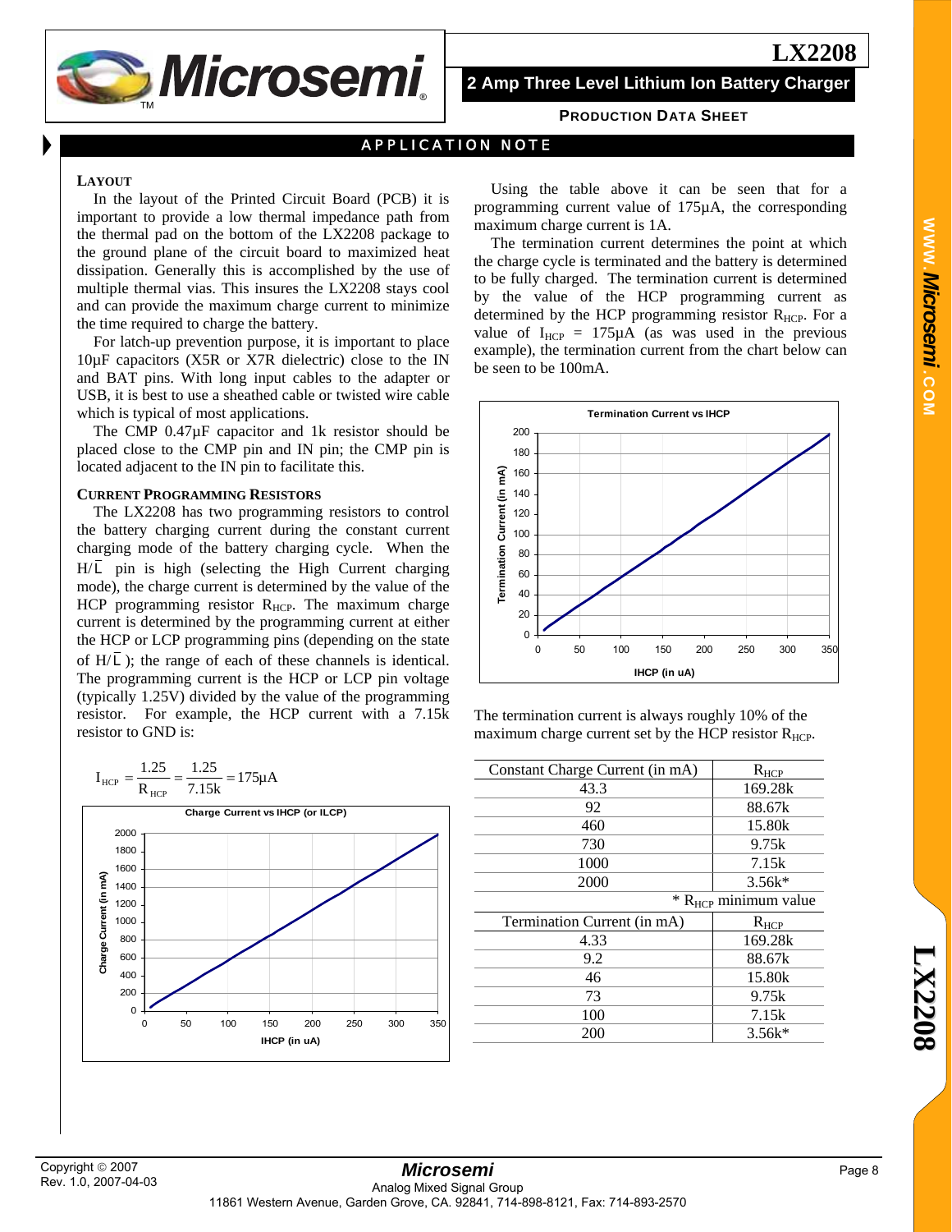## APPLICATION NOTE

### LAYOUT

In the layout of the Printed Circuit Board (PCB) it is important to provide a low thermal impedance path from the thermal pad on the bottom of the LX2208 package to the ground plane of the circuit board to maximized heat dissipation. Generally this is accomplished by the use of multiple thermal vias. This insures the LX2208 stays cool and can provide the maximum charge current to minimize the time required to charge the battery.

For latch-up prevention purpose, it is important to place 10µF capacitors (X5R or X7R dielectric) close to the IN and BAT pins. With long input cables to the adapter or USB, it is best to use a sheathed cable or twisted wire cable which is typical of most applications.

The CMP 0.47µF capacitor and 1k resistor should be placed close to the CMP pin and IN pin; the CMP pin is located adjacent to the IN pin to facilitate this.

### CURRENT PROGRAMMING RESISTORS

The LX2208 has two programming resistors to control the battery charging current during the constant current charging mode of the battery charging cycle. When the H/$\overline{L}$ pin is high (selecting the High Current charging mode), the charge current is determined by the value of the HCP programming resistor $R_{HCP}$. The maximum charge current is determined by the programming current at either the HCP or LCP programming pins (depending on the state of H/$\overline{L}$); the range of each of these channels is identical. The programming current is the HCP or LCP pin voltage (typically 1.25V) divided by the value of the programming resistor. For example, the HCP current with a 7.15k resistor to GND is:

$$I_{HCP} = \frac{1.25}{R_{HCP}} = \frac{1.25}{7.15k} = 175\mu A$$

**Charge Current vs IHCP (or ILCP)**

Using the table above it can be seen that for a programming current value of 175µA, the corresponding maximum charge current is 1A.

The termination current determines the point at which the charge cycle is terminated and the battery is determined to be fully charged. The termination current is determined by the value of the HCP programming current as determined by the HCP programming resistor $R_{HCP}$. For a value of $I_{HCP}$ = 175µA (as was used in the previous example), the termination current from the chart below can be seen to be 100mA.

**Termination Current vs IHCP**

The termination current is always roughly 10% of the maximum charge current set by the HCP resistor $R_{HCP}$.

| Constant Charge Current (in mA) | $R_{HCP}$ |
|---|---|
| 43.3 | 169.28k |
| 92 | 88.67k |
| 460 | 15.80k |
| 730 | 9.75k |
| 1000 | 7.15k |
| 2000 | 3.56k* |
| | * $R_{HCP}$ minimum value |
| **Termination Current (in mA)** | **$R_{HCP}$** |
| 4.33 | 169.28k |
| 9.2 | 88.67k |
| 46 | 15.80k |
| 73 | 9.75k |
| 100 | 7.15k |
| 200 | 3.56k* |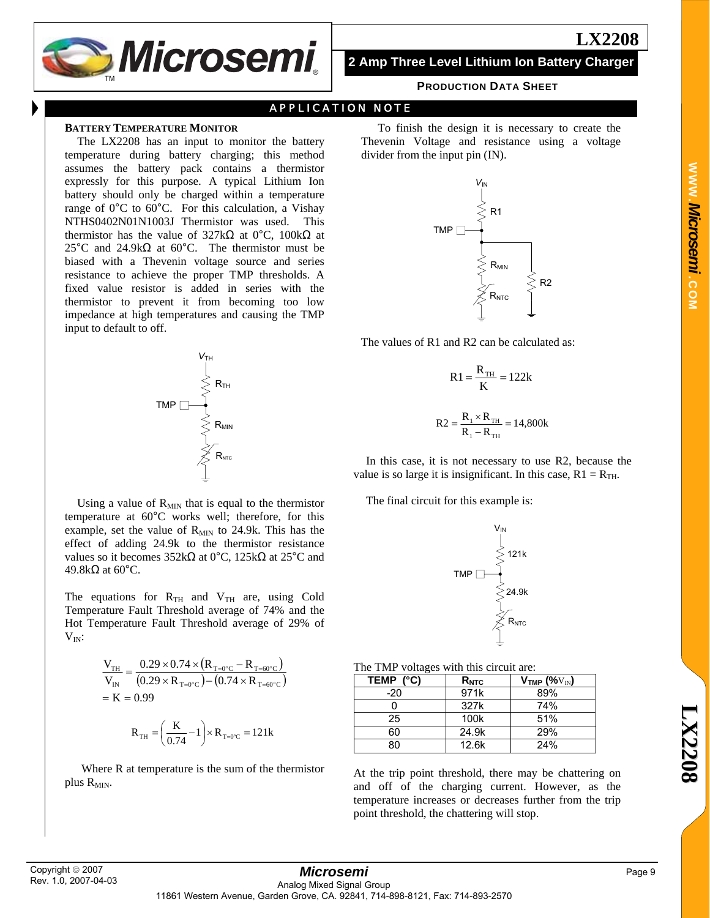## APPLICATION NOTE

### BATTERY TEMPERATURE MONITOR

The LX2208 has an input to monitor the battery temperature during battery charging; this method assumes the battery pack contains a thermistor expressly for this purpose. A typical Lithium Ion battery should only be charged within a temperature range of 0°C to 60°C. For this calculation, a Vishay NTHS0402N01N1003J Thermistor was used. This thermistor has the value of 327kΩ at 0°C, 100kΩ at 25°C and 24.9kΩ at 60°C. The thermistor must be biased with a Thevenin voltage source and series resistance to achieve the proper TMP thresholds. A fixed value resistor is added in series with the thermistor to prevent it from becoming too low impedance at high temperatures and causing the TMP input to default to off.

Using a value of $R_{MIN}$ that is equal to the thermistor temperature at 60°C works well; therefore, for this example, set the value of $R_{MIN}$ to 24.9k. This has the effect of adding 24.9k to the thermistor resistance values so it becomes 352kΩ at 0°C, 125kΩ at 25°C and 49.8kΩ at 60°C.

The equations for $R_{TH}$ and $V_{TH}$ are, using Cold Temperature Fault Threshold average of 74% and the Hot Temperature Fault Threshold average of 29% of $V_{IN}$:

$$\frac{V_{TH}}{V_{IN}} = \frac{0.29 \times 0.74 \times \left(R_{T=0°C} - R_{T=60°C}\right)}{\left(0.29 \times R_{T=0°C}\right) - \left(0.74 \times R_{T=60°C}\right)} = K = 0.99$$

$$R_{TH} = \left(\frac{K}{0.74} - 1\right) \times R_{T=0°C} = 121k$$

Where R at temperature is the sum of the thermistor plus $R_{MIN}$.

To finish the design it is necessary to create the Thevenin Voltage and resistance using a voltage divider from the input pin (IN).

The values of R1 and R2 can be calculated as:

$$R1 = \frac{R_{TH}}{K} = 122k$$

$$R2 = \frac{R_1 \times R_{TH}}{R_1 - R_{TH}} = 14{,}800k$$

In this case, it is not necessary to use R2, because the value is so large it is insignificant. In this case, $R1 = R_{TH}$.

The final circuit for this example is:

The TMP voltages with this circuit are:

| TEMP (°C) | $R_{NTC}$ | $V_{TMP}$ (% $V_{IN}$) |
|---|---|---|
| -20 | 971k | 89% |
| 0 | 327k | 74% |
| 25 | 100k | 51% |
| 60 | 24.9k | 29% |
| 80 | 12.6k | 24% |

At the trip point threshold, there may be chattering on and off of the charging current. However, as the temperature increases or decreases further from the trip point threshold, the chattering will stop.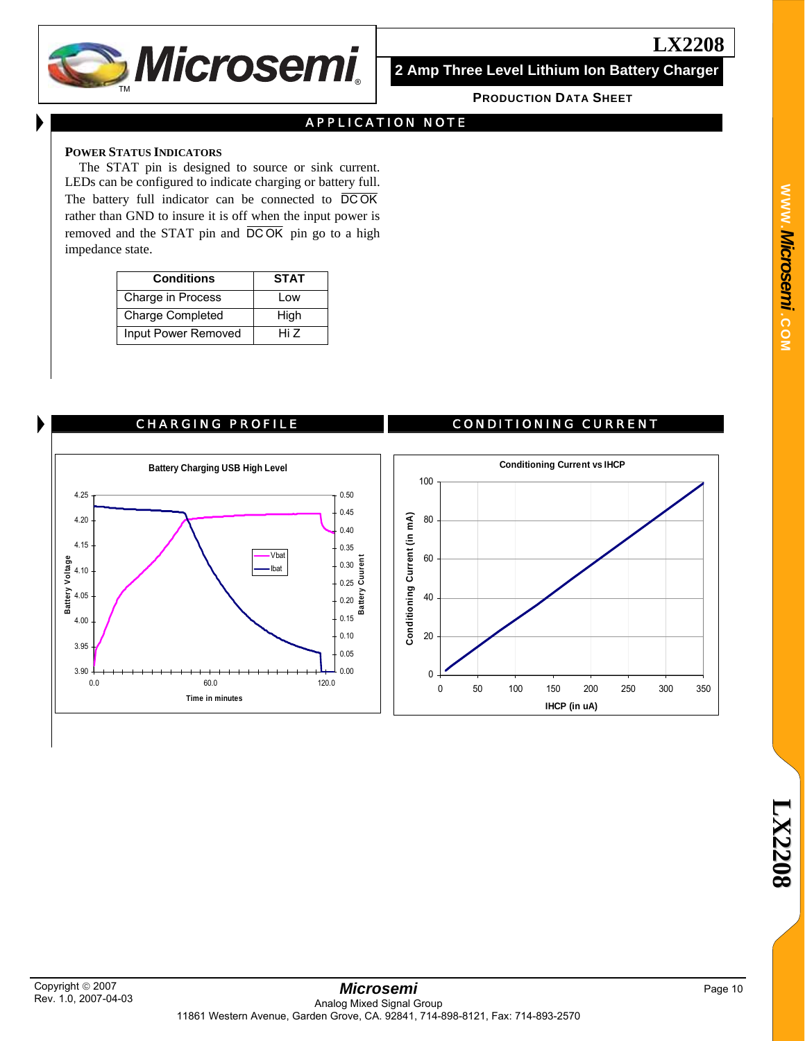## APPLICATION NOTE

### POWER STATUS INDICATORS

The STAT pin is designed to source or sink current. LEDs can be configured to indicate charging or battery full. The battery full indicator can be connected to $\overline{\text{DC OK}}$ rather than GND to insure it is off when the input power is removed and the STAT pin and $\overline{\text{DC OK}}$ pin go to a high impedance state.

| Conditions | STAT |
|---|---|
| Charge in Process | Low |
| Charge Completed | High |
| Input Power Removed | Hi Z |

## CHARGING PROFILE

Battery Charging USB High Level

## CONDITIONING CURRENT

Conditioning Current vs IHCP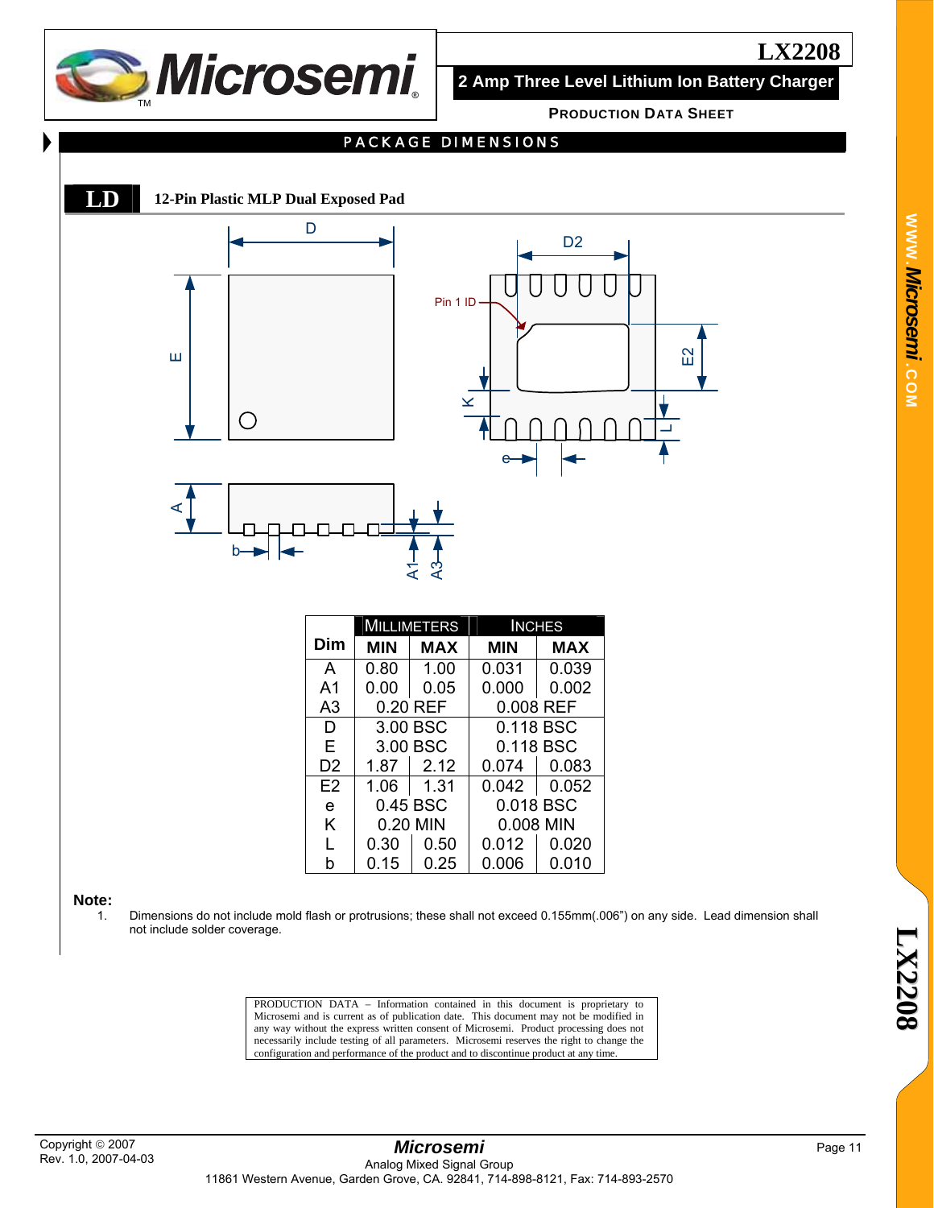## PACKAGE DIMENSIONS

### LD 12-Pin Plastic MLP Dual Exposed Pad

D

D2

E

Pin 1 ID

E2

K

L

e

A

b

A1

A3

| Dim | MILLIMETERS | | INCHES | |
|---|---|---|---|---|
| | MIN | MAX | MIN | MAX |
| A | 0.80 | 1.00 | 0.031 | 0.039 |
| A1 | 0.00 | 0.05 | 0.000 | 0.002 |
| A3 | 0.20 REF | | 0.008 REF | |
| D | 3.00 BSC | | 0.118 BSC | |
| E | 3.00 BSC | | 0.118 BSC | |
| D2 | 1.87 | 2.12 | 0.074 | 0.083 |
| E2 | 1.06 | 1.31 | 0.042 | 0.052 |
| e | 0.45 BSC | | 0.018 BSC | |
| K | 0.20 MIN | | 0.008 MIN | |
| L | 0.30 | 0.50 | 0.012 | 0.020 |
| b | 0.15 | 0.25 | 0.006 | 0.010 |

**Note:**

1. Dimensions do not include mold flash or protrusions; these shall not exceed 0.155mm(.006") on any side. Lead dimension shall not include solder coverage.

PRODUCTION DATA – Information contained in this document is proprietary to Microsemi and is current as of publication date. This document may not be modified in any way without the express written consent of Microsemi. Product processing does not necessarily include testing of all parameters. Microsemi reserves the right to change the configuration and performance of the product and to discontinue product at any time.